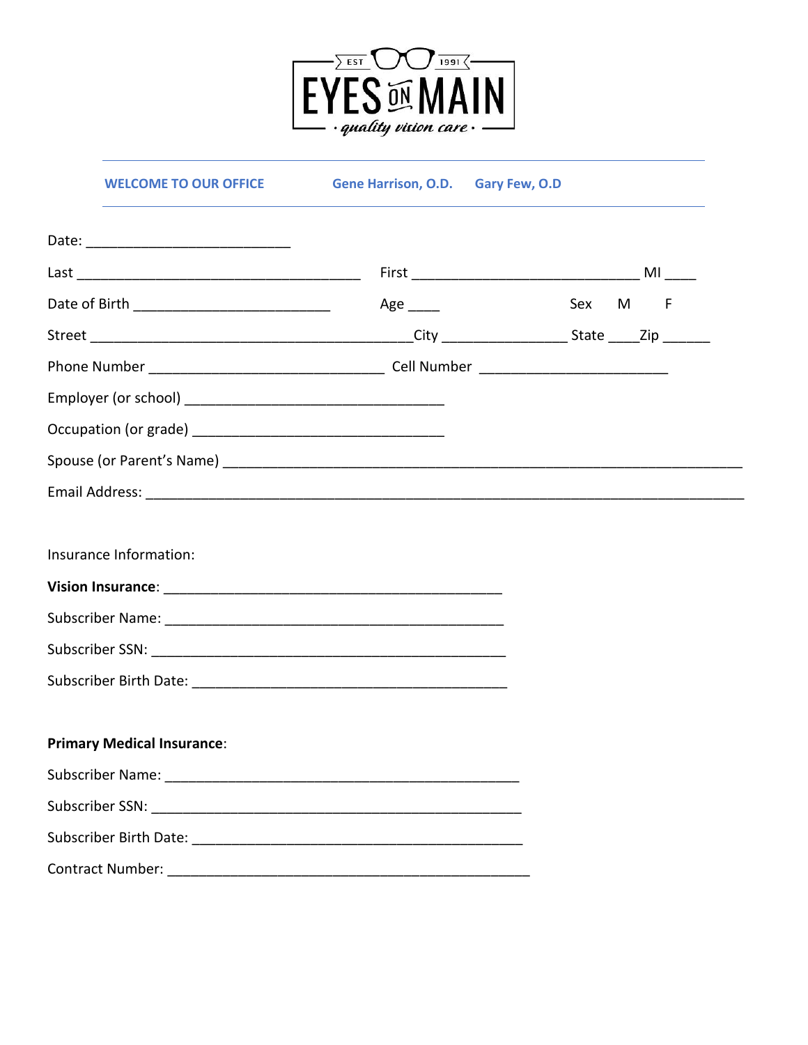EST 1991

# EYES ON MAIN

*· quality vision care ·*

---

**WELCOME TO OUR OFFICE** **Gene Harrison, O.D.** **Gary Few, O.D**

---

Date: _________________________

Last ___________________________________ First ____________________________ MI ____

Date of Birth ________________________ Age ____ Sex M F

Street _________________________________________ City ________________ State ____ Zip ______

Phone Number ______________________________ Cell Number ________________________

Employer (or school) _________________________________

Occupation (or grade) ________________________________

Spouse (or Parent's Name) ____________________________________________________________________

Email Address: _____________________________________________________________________________

Insurance Information:

**Vision Insurance**: ____________________________________________

Subscriber Name: ____________________________________________

Subscriber SSN: ______________________________________________

Subscriber Birth Date: _________________________________________

**Primary Medical Insurance**:

Subscriber Name: ______________________________________________

Subscriber SSN: ________________________________________________

Subscriber Birth Date: ___________________________________________

Contract Number: ______________________________________________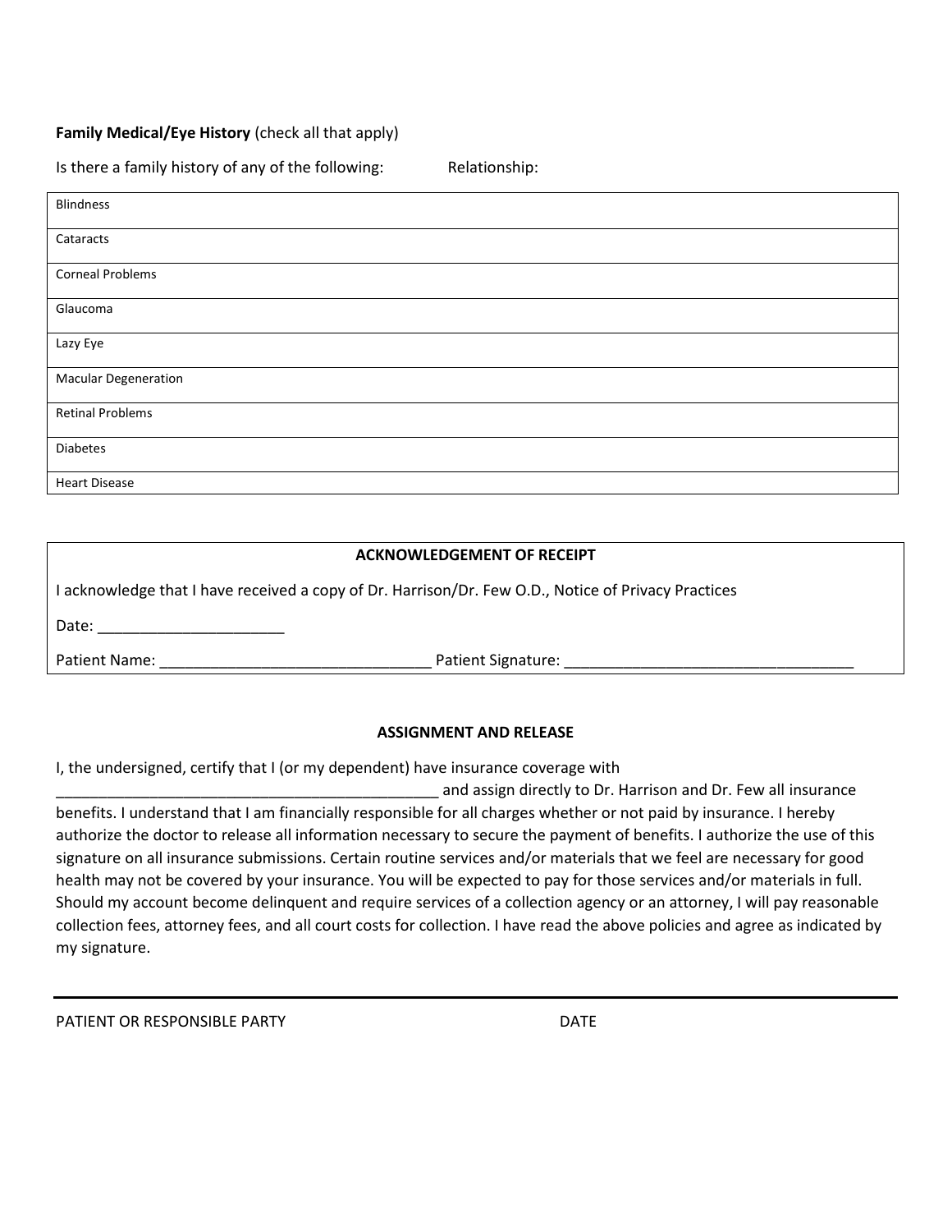**Family Medical/Eye History** (check all that apply)

Is there a family history of any of the following: Relationship:

| | |
|---|---|
| Blindness | |
| Cataracts | |
| Corneal Problems | |
| Glaucoma | |
| Lazy Eye | |
| Macular Degeneration | |
| Retinal Problems | |
| Diabetes | |
| Heart Disease | |

**ACKNOWLEDGEMENT OF RECEIPT**

I acknowledge that I have received a copy of Dr. Harrison/Dr. Few O.D., Notice of Privacy Practices

Date: ______________________

Patient Name: ________________________________ Patient Signature: __________________________________

**ASSIGNMENT AND RELEASE**

I, the undersigned, certify that I (or my dependent) have insurance coverage with ______________________________________________ and assign directly to Dr. Harrison and Dr. Few all insurance benefits. I understand that I am financially responsible for all charges whether or not paid by insurance. I hereby authorize the doctor to release all information necessary to secure the payment of benefits. I authorize the use of this signature on all insurance submissions. Certain routine services and/or materials that we feel are necessary for good health may not be covered by your insurance. You will be expected to pay for those services and/or materials in full. Should my account become delinquent and require services of a collection agency or an attorney, I will pay reasonable collection fees, attorney fees, and all court costs for collection. I have read the above policies and agree as indicated by my signature.

PATIENT OR RESPONSIBLE PARTY DATE